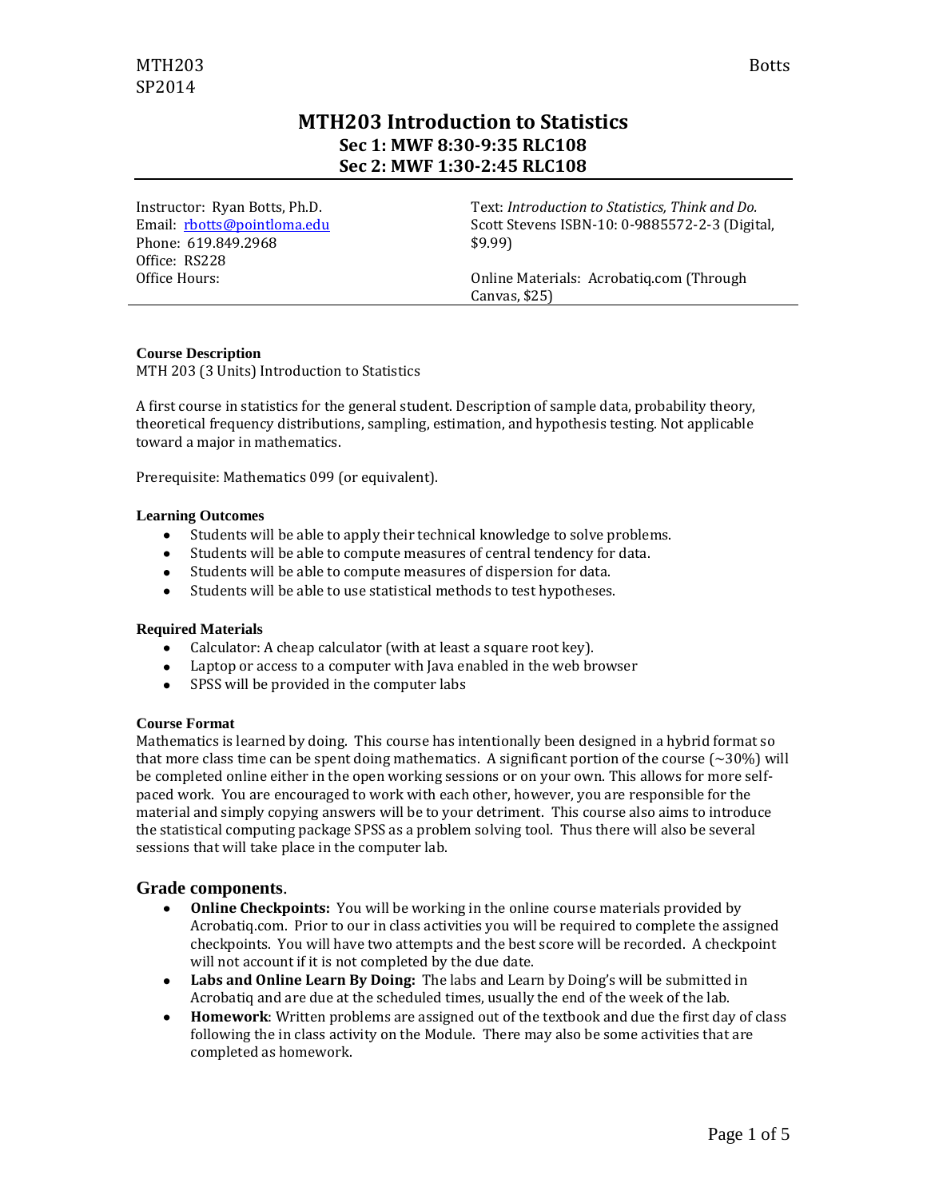# MTH203 Introduction to Statistics

## Sec 1: MWF 8:30-9:35 RLC108
## Sec 2: MWF 1:30-2:45 RLC108

Instructor: Ryan Botts, Ph.D.
Email: rbotts@pointloma.edu
Phone: 619.849.2968
Office: RS228
Office Hours:

Text: *Introduction to Statistics, Think and Do.* Scott Stevens ISBN-10: 0-9885572-2-3 (Digital, $9.99)

Online Materials: Acrobatiq.com (Through Canvas, $25)

**Course Description**

MTH 203 (3 Units) Introduction to Statistics

A first course in statistics for the general student. Description of sample data, probability theory, theoretical frequency distributions, sampling, estimation, and hypothesis testing. Not applicable toward a major in mathematics.

Prerequisite: Mathematics 099 (or equivalent).

**Learning Outcomes**

- Students will be able to apply their technical knowledge to solve problems.
- Students will be able to compute measures of central tendency for data.
- Students will be able to compute measures of dispersion for data.
- Students will be able to use statistical methods to test hypotheses.

**Required Materials**

- Calculator: A cheap calculator (with at least a square root key).
- Laptop or access to a computer with Java enabled in the web browser
- SPSS will be provided in the computer labs

**Course Format**

Mathematics is learned by doing. This course has intentionally been designed in a hybrid format so that more class time can be spent doing mathematics. A significant portion of the course (~30%) will be completed online either in the open working sessions or on your own. This allows for more self-paced work. You are encouraged to work with each other, however, you are responsible for the material and simply copying answers will be to your detriment. This course also aims to introduce the statistical computing package SPSS as a problem solving tool. Thus there will also be several sessions that will take place in the computer lab.

## Grade components.

- **Online Checkpoints:** You will be working in the online course materials provided by Acrobatiq.com. Prior to our in class activities you will be required to complete the assigned checkpoints. You will have two attempts and the best score will be recorded. A checkpoint will not account if it is not completed by the due date.
- **Labs and Online Learn By Doing:** The labs and Learn by Doing's will be submitted in Acrobatiq and are due at the scheduled times, usually the end of the week of the lab.
- **Homework**: Written problems are assigned out of the textbook and due the first day of class following the in class activity on the Module. There may also be some activities that are completed as homework.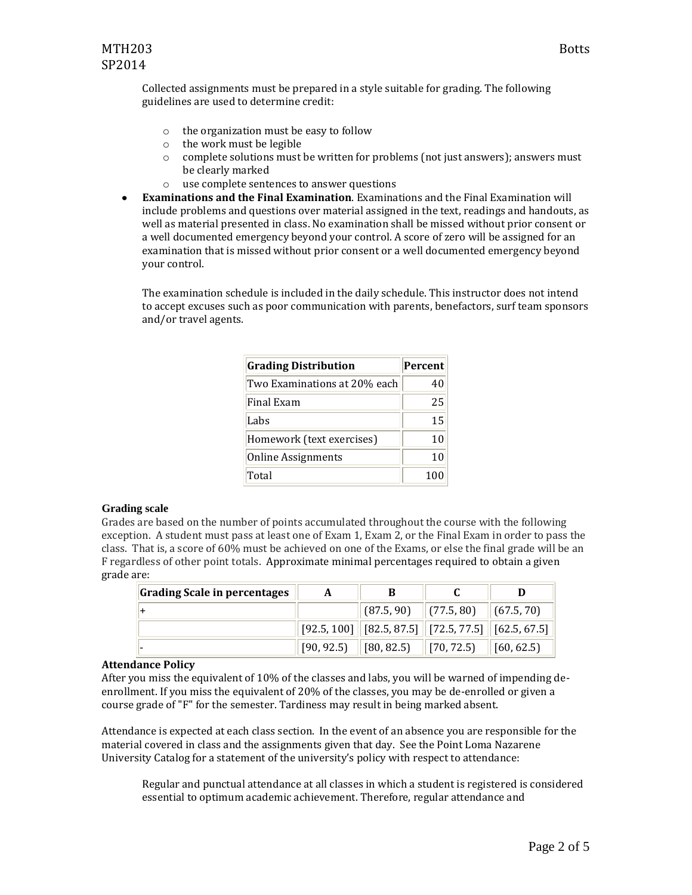Collected assignments must be prepared in a style suitable for grading. The following guidelines are used to determine credit:

- the organization must be easy to follow
- the work must be legible
- complete solutions must be written for problems (not just answers); answers must be clearly marked
- use complete sentences to answer questions

- **Examinations and the Final Examination**. Examinations and the Final Examination will include problems and questions over material assigned in the text, readings and handouts, as well as material presented in class. No examination shall be missed without prior consent or a well documented emergency beyond your control. A score of zero will be assigned for an examination that is missed without prior consent or a well documented emergency beyond your control.

  The examination schedule is included in the daily schedule. This instructor does not intend to accept excuses such as poor communication with parents, benefactors, surf team sponsors and/or travel agents.

| Grading Distribution | Percent |
|---|---|
| Two Examinations at 20% each | 40 |
| Final Exam | 25 |
| Labs | 15 |
| Homework (text exercises) | 10 |
| Online Assignments | 10 |
| Total | 100 |

**Grading scale**

Grades are based on the number of points accumulated throughout the course with the following exception. A student must pass at least one of Exam 1, Exam 2, or the Final Exam in order to pass the class. That is, a score of 60% must be achieved on one of the Exams, or else the final grade will be an F regardless of other point totals. Approximate minimal percentages required to obtain a given grade are:

| Grading Scale in percentages | A | B | C | D |
|---|---|---|---|---|
| + | | (87.5, 90) | (77.5, 80) | (67.5, 70) |
| | [92.5, 100] | [82.5, 87.5] | [72.5, 77.5] | [62.5, 67.5] |
| - | [90, 92.5) | [80, 82.5) | [70, 72.5) | [60, 62.5) |

**Attendance Policy**

After you miss the equivalent of 10% of the classes and labs, you will be warned of impending de-enrollment. If you miss the equivalent of 20% of the classes, you may be de-enrolled or given a course grade of "F" for the semester. Tardiness may result in being marked absent.

Attendance is expected at each class section. In the event of an absence you are responsible for the material covered in class and the assignments given that day. See the Point Loma Nazarene University Catalog for a statement of the university's policy with respect to attendance:

> Regular and punctual attendance at all classes in which a student is registered is considered essential to optimum academic achievement. Therefore, regular attendance and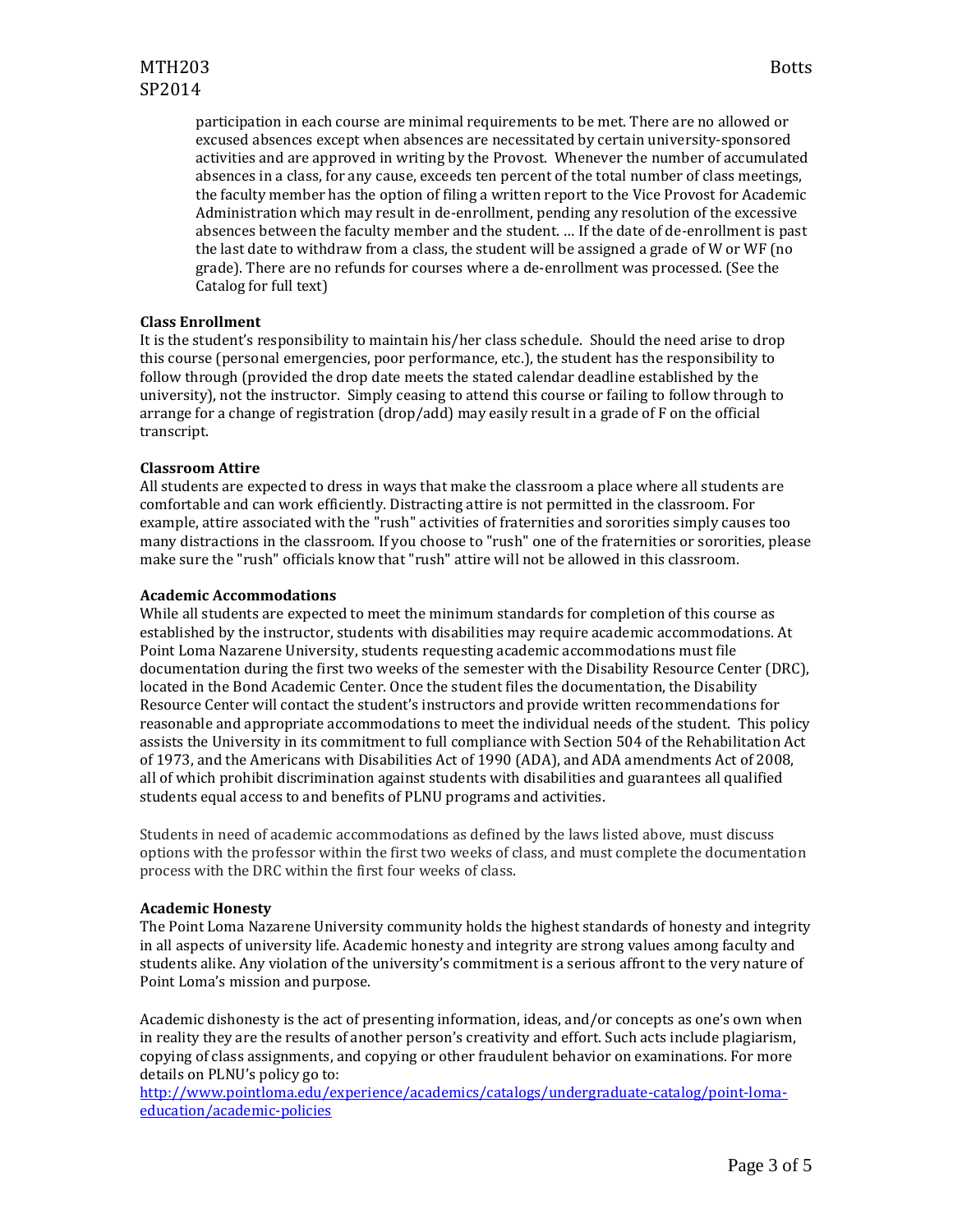participation in each course are minimal requirements to be met. There are no allowed or excused absences except when absences are necessitated by certain university-sponsored activities and are approved in writing by the Provost. Whenever the number of accumulated absences in a class, for any cause, exceeds ten percent of the total number of class meetings, the faculty member has the option of filing a written report to the Vice Provost for Academic Administration which may result in de-enrollment, pending any resolution of the excessive absences between the faculty member and the student. … If the date of de-enrollment is past the last date to withdraw from a class, the student will be assigned a grade of W or WF (no grade). There are no refunds for courses where a de-enrollment was processed. (See the Catalog for full text)

**Class Enrollment**

It is the student's responsibility to maintain his/her class schedule. Should the need arise to drop this course (personal emergencies, poor performance, etc.), the student has the responsibility to follow through (provided the drop date meets the stated calendar deadline established by the university), not the instructor. Simply ceasing to attend this course or failing to follow through to arrange for a change of registration (drop/add) may easily result in a grade of F on the official transcript.

**Classroom Attire**

All students are expected to dress in ways that make the classroom a place where all students are comfortable and can work efficiently. Distracting attire is not permitted in the classroom. For example, attire associated with the "rush" activities of fraternities and sororities simply causes too many distractions in the classroom. If you choose to "rush" one of the fraternities or sororities, please make sure the "rush" officials know that "rush" attire will not be allowed in this classroom.

**Academic Accommodations**

While all students are expected to meet the minimum standards for completion of this course as established by the instructor, students with disabilities may require academic accommodations. At Point Loma Nazarene University, students requesting academic accommodations must file documentation during the first two weeks of the semester with the Disability Resource Center (DRC), located in the Bond Academic Center. Once the student files the documentation, the Disability Resource Center will contact the student's instructors and provide written recommendations for reasonable and appropriate accommodations to meet the individual needs of the student. This policy assists the University in its commitment to full compliance with Section 504 of the Rehabilitation Act of 1973, and the Americans with Disabilities Act of 1990 (ADA), and ADA amendments Act of 2008, all of which prohibit discrimination against students with disabilities and guarantees all qualified students equal access to and benefits of PLNU programs and activities.

Students in need of academic accommodations as defined by the laws listed above, must discuss options with the professor within the first two weeks of class, and must complete the documentation process with the DRC within the first four weeks of class.

**Academic Honesty**

The Point Loma Nazarene University community holds the highest standards of honesty and integrity in all aspects of university life. Academic honesty and integrity are strong values among faculty and students alike. Any violation of the university's commitment is a serious affront to the very nature of Point Loma's mission and purpose.

Academic dishonesty is the act of presenting information, ideas, and/or concepts as one's own when in reality they are the results of another person's creativity and effort. Such acts include plagiarism, copying of class assignments, and copying or other fraudulent behavior on examinations. For more details on PLNU's policy go to:
http://www.pointloma.edu/experience/academics/catalogs/undergraduate-catalog/point-loma-education/academic-policies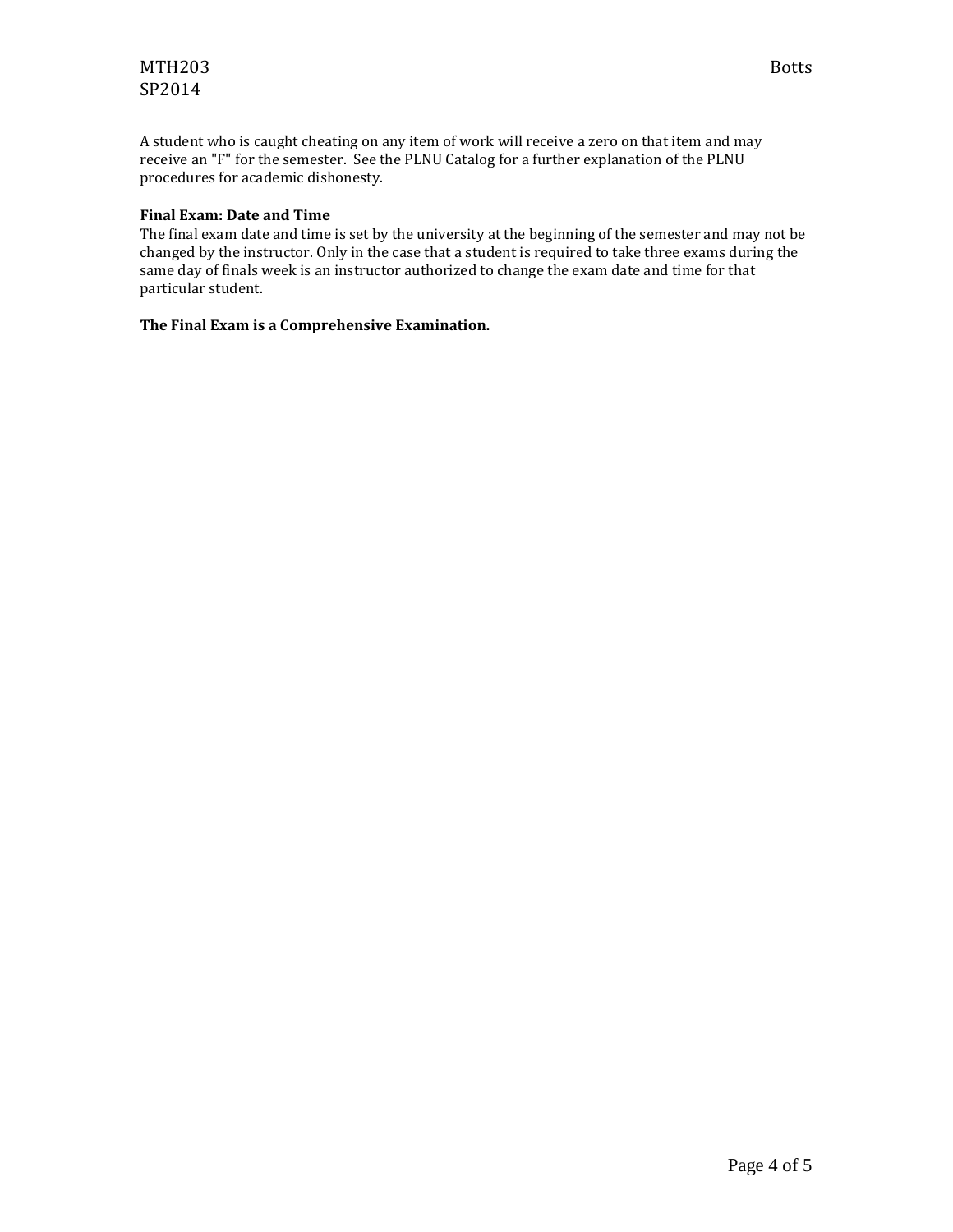A student who is caught cheating on any item of work will receive a zero on that item and may receive an "F" for the semester. See the PLNU Catalog for a further explanation of the PLNU procedures for academic dishonesty.

**Final Exam: Date and Time**

The final exam date and time is set by the university at the beginning of the semester and may not be changed by the instructor. Only in the case that a student is required to take three exams during the same day of finals week is an instructor authorized to change the exam date and time for that particular student.

**The Final Exam is a Comprehensive Examination.**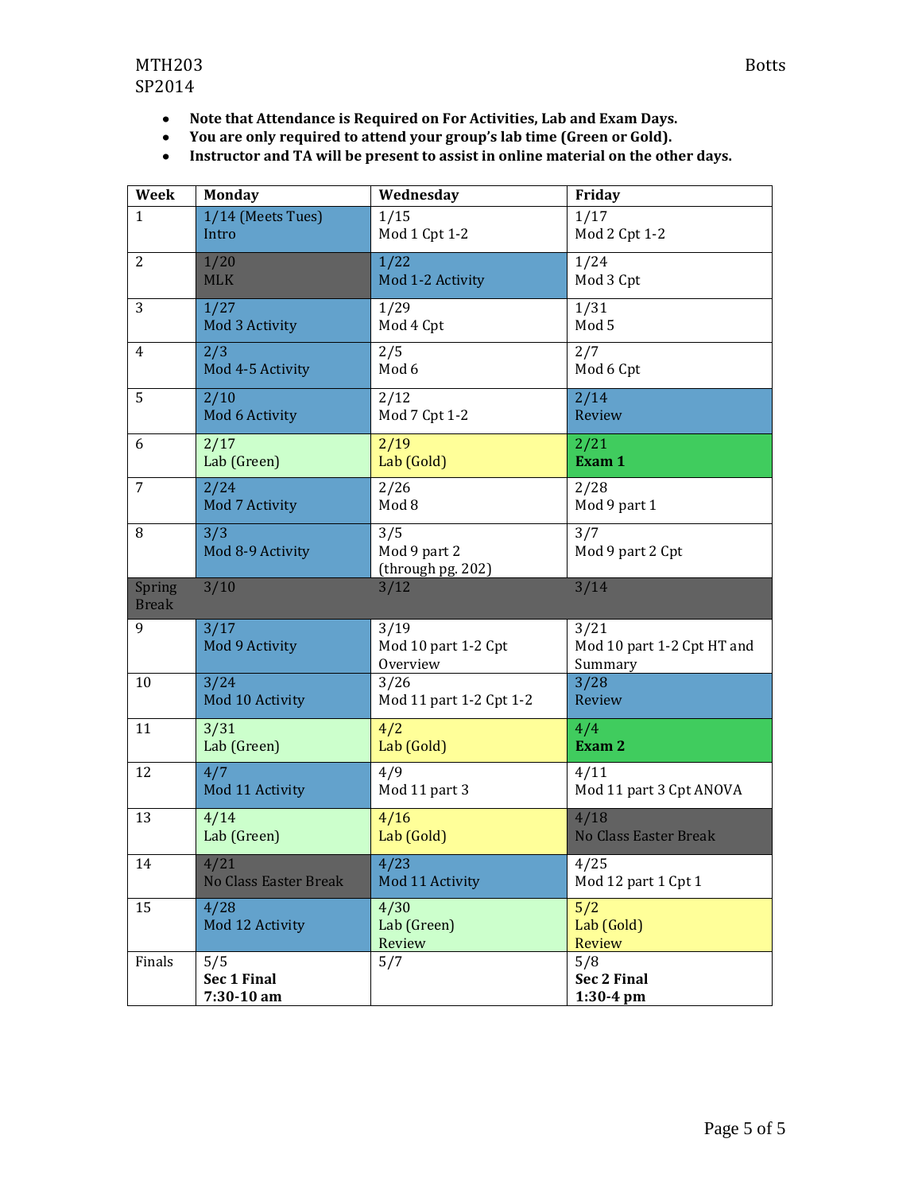- **Note that Attendance is Required on For Activities, Lab and Exam Days.**
- **You are only required to attend your group's lab time (Green or Gold).**
- **Instructor and TA will be present to assist in online material on the other days.**

| Week | Monday | Wednesday | Friday |
|---|---|---|---|
| 1 | 1/14 (Meets Tues) Intro | 1/15 Mod 1 Cpt 1-2 | 1/17 Mod 2 Cpt 1-2 |
| 2 | 1/20 MLK | 1/22 Mod 1-2 Activity | 1/24 Mod 3 Cpt |
| 3 | 1/27 Mod 3 Activity | 1/29 Mod 4 Cpt | 1/31 Mod 5 |
| 4 | 2/3 Mod 4-5 Activity | 2/5 Mod 6 | 2/7 Mod 6 Cpt |
| 5 | 2/10 Mod 6 Activity | 2/12 Mod 7 Cpt 1-2 | 2/14 Review |
| 6 | 2/17 Lab (Green) | 2/19 Lab (Gold) | 2/21 **Exam 1** |
| 7 | 2/24 Mod 7 Activity | 2/26 Mod 8 | 2/28 Mod 9 part 1 |
| 8 | 3/3 Mod 8-9 Activity | 3/5 Mod 9 part 2 (through pg. 202) | 3/7 Mod 9 part 2 Cpt |
| Spring Break | 3/10 | 3/12 | 3/14 |
| 9 | 3/17 Mod 9 Activity | 3/19 Mod 10 part 1-2 Cpt Overview | 3/21 Mod 10 part 1-2 Cpt HT and Summary |
| 10 | 3/24 Mod 10 Activity | 3/26 Mod 11 part 1-2 Cpt 1-2 | 3/28 Review |
| 11 | 3/31 Lab (Green) | 4/2 Lab (Gold) | 4/4 **Exam 2** |
| 12 | 4/7 Mod 11 Activity | 4/9 Mod 11 part 3 | 4/11 Mod 11 part 3 Cpt ANOVA |
| 13 | 4/14 Lab (Green) | 4/16 Lab (Gold) | 4/18 No Class Easter Break |
| 14 | 4/21 No Class Easter Break | 4/23 Mod 11 Activity | 4/25 Mod 12 part 1 Cpt 1 |
| 15 | 4/28 Mod 12 Activity | 4/30 Lab (Green) Review | 5/2 Lab (Gold) Review |
| Finals | 5/5 **Sec 1 Final 7:30-10 am** | 5/7 | 5/8 **Sec 2 Final 1:30-4 pm** |